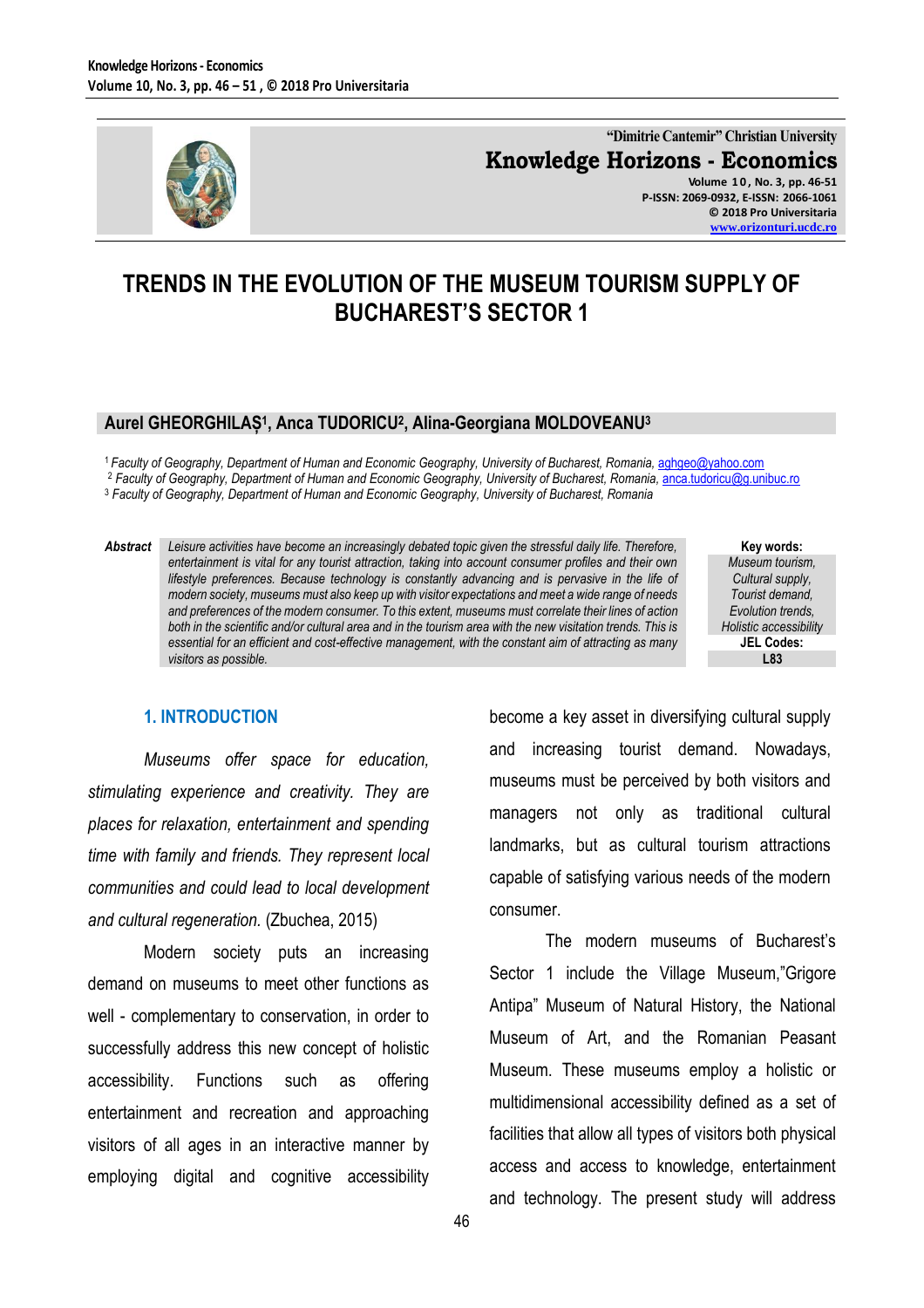"Dimitrie Cantemir" Christian University

**Knowledge Horizons - Economics**

Volume 10, No. 3, pp. 46-51
P-ISSN: 2069-0932, E-ISSN: 2066-1061
© 2018 Pro Universitaria
www.orizonturi.ucdc.ro

# TRENDS IN THE EVOLUTION OF THE MUSEUM TOURISM SUPPLY OF BUCHAREST'S SECTOR 1

**Aurel GHEORGHILAŞ[1], Anca TUDORICU[2], Alina-Georgiana MOLDOVEANU[3]**

[1] *Faculty of Geography, Department of Human and Economic Geography, University of Bucharest, Romania,* aghgeo@yahoo.com
[2] *Faculty of Geography, Department of Human and Economic Geography, University of Bucharest, Romania,* anca.tudoricu@g.unibuc.ro
[3] *Faculty of Geography, Department of Human and Economic Geography, University of Bucharest, Romania*

***Abstract*** *Leisure activities have become an increasingly debated topic given the stressful daily life. Therefore, entertainment is vital for any tourist attraction, taking into account consumer profiles and their own lifestyle preferences. Because technology is constantly advancing and is pervasive in the life of modern society, museums must also keep up with visitor expectations and meet a wide range of needs and preferences of the modern consumer. To this extent, museums must correlate their lines of action both in the scientific and/or cultural area and in the tourism area with the new visitation trends. This is essential for an efficient and cost-effective management, with the constant aim of attracting as many visitors as possible.*

**Key words:**
*Museum tourism, Cultural supply, Tourist demand, Evolution trends, Holistic accessibility*

**JEL Codes:**
**L83**

## 1. INTRODUCTION

*Museums offer space for education, stimulating experience and creativity. They are places for relaxation, entertainment and spending time with family and friends. They represent local communities and could lead to local development and cultural regeneration.* (Zbuchea, 2015)

Modern society puts an increasing demand on museums to meet other functions as well - complementary to conservation, in order to successfully address this new concept of holistic accessibility. Functions such as offering entertainment and recreation and approaching visitors of all ages in an interactive manner by employing digital and cognitive accessibility become a key asset in diversifying cultural supply and increasing tourist demand. Nowadays, museums must be perceived by both visitors and managers not only as traditional cultural landmarks, but as cultural tourism attractions capable of satisfying various needs of the modern consumer.

The modern museums of Bucharest's Sector 1 include the Village Museum,"Grigore Antipa" Museum of Natural History, the National Museum of Art, and the Romanian Peasant Museum. These museums employ a holistic or multidimensional accessibility defined as a set of facilities that allow all types of visitors both physical access and access to knowledge, entertainment and technology. The present study will address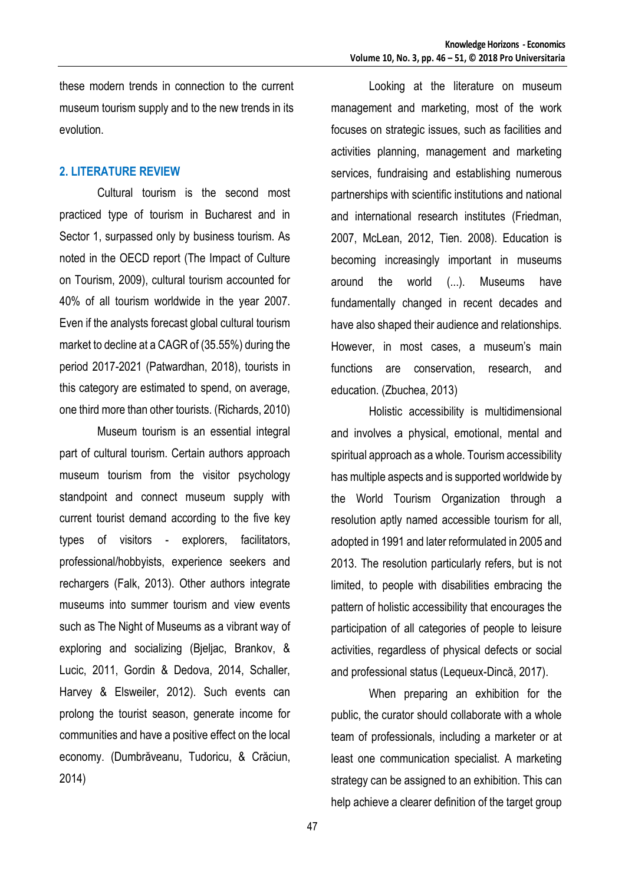these modern trends in connection to the current museum tourism supply and to the new trends in its evolution.

## 2. LITERATURE REVIEW

Cultural tourism is the second most practiced type of tourism in Bucharest and in Sector 1, surpassed only by business tourism. As noted in the OECD report (The Impact of Culture on Tourism, 2009), cultural tourism accounted for 40% of all tourism worldwide in the year 2007. Even if the analysts forecast global cultural tourism market to decline at a CAGR of (35.55%) during the period 2017-2021 (Patwardhan, 2018), tourists in this category are estimated to spend, on average, one third more than other tourists. (Richards, 2010)

Museum tourism is an essential integral part of cultural tourism. Certain authors approach museum tourism from the visitor psychology standpoint and connect museum supply with current tourist demand according to the five key types of visitors - explorers, facilitators, professional/hobbyists, experience seekers and rechargers (Falk, 2013). Other authors integrate museums into summer tourism and view events such as The Night of Museums as a vibrant way of exploring and socializing (Bjeljac, Brankov, & Lucic, 2011, Gordin & Dedova, 2014, Schaller, Harvey & Elsweiler, 2012). Such events can prolong the tourist season, generate income for communities and have a positive effect on the local economy. (Dumbrăveanu, Tudoricu, & Crăciun, 2014)

Looking at the literature on museum management and marketing, most of the work focuses on strategic issues, such as facilities and activities planning, management and marketing services, fundraising and establishing numerous partnerships with scientific institutions and national and international research institutes (Friedman, 2007, McLean, 2012, Tien. 2008). Education is becoming increasingly important in museums around the world (...). Museums have fundamentally changed in recent decades and have also shaped their audience and relationships. However, in most cases, a museum's main functions are conservation, research, and education. (Zbuchea, 2013)

Holistic accessibility is multidimensional and involves a physical, emotional, mental and spiritual approach as a whole. Tourism accessibility has multiple aspects and is supported worldwide by the World Tourism Organization through a resolution aptly named accessible tourism for all, adopted in 1991 and later reformulated in 2005 and 2013. The resolution particularly refers, but is not limited, to people with disabilities embracing the pattern of holistic accessibility that encourages the participation of all categories of people to leisure activities, regardless of physical defects or social and professional status (Lequeux-Dincă, 2017).

When preparing an exhibition for the public, the curator should collaborate with a whole team of professionals, including a marketer or at least one communication specialist. A marketing strategy can be assigned to an exhibition. This can help achieve a clearer definition of the target group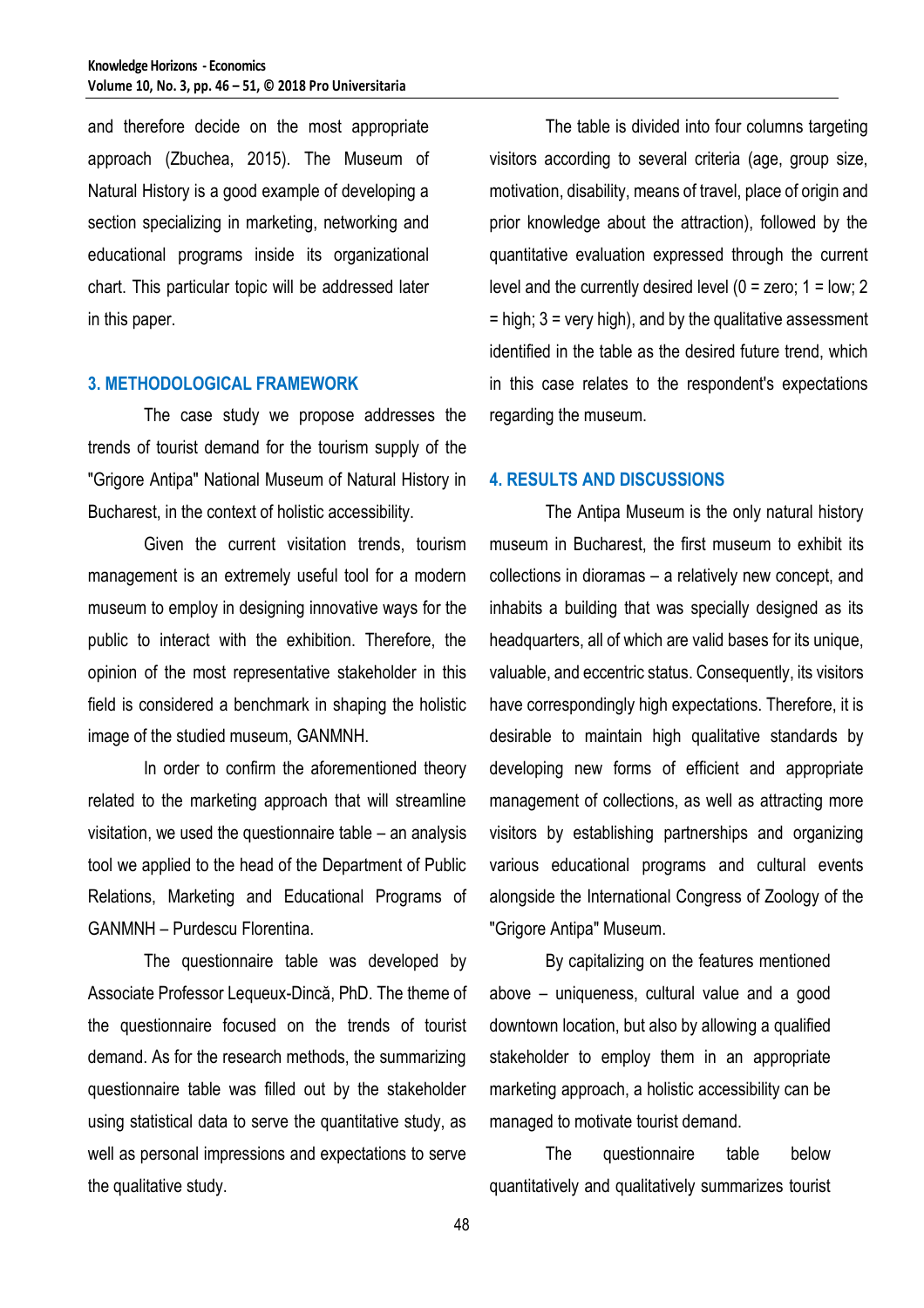and therefore decide on the most appropriate approach (Zbuchea, 2015). The Museum of Natural History is a good example of developing a section specializing in marketing, networking and educational programs inside its organizational chart. This particular topic will be addressed later in this paper.

## 3. METHODOLOGICAL FRAMEWORK

The case study we propose addresses the trends of tourist demand for the tourism supply of the "Grigore Antipa" National Museum of Natural History in Bucharest, in the context of holistic accessibility.

Given the current visitation trends, tourism management is an extremely useful tool for a modern museum to employ in designing innovative ways for the public to interact with the exhibition. Therefore, the opinion of the most representative stakeholder in this field is considered a benchmark in shaping the holistic image of the studied museum, GANMNH.

In order to confirm the aforementioned theory related to the marketing approach that will streamline visitation, we used the questionnaire table – an analysis tool we applied to the head of the Department of Public Relations, Marketing and Educational Programs of GANMNH – Purdescu Florentina.

The questionnaire table was developed by Associate Professor Lequeux-Dincă, PhD. The theme of the questionnaire focused on the trends of tourist demand. As for the research methods, the summarizing questionnaire table was filled out by the stakeholder using statistical data to serve the quantitative study, as well as personal impressions and expectations to serve the qualitative study.

The table is divided into four columns targeting visitors according to several criteria (age, group size, motivation, disability, means of travel, place of origin and prior knowledge about the attraction), followed by the quantitative evaluation expressed through the current level and the currently desired level (0 = zero; 1 = low; 2 = high; 3 = very high), and by the qualitative assessment identified in the table as the desired future trend, which in this case relates to the respondent's expectations regarding the museum.

## 4. RESULTS AND DISCUSSIONS

The Antipa Museum is the only natural history museum in Bucharest, the first museum to exhibit its collections in dioramas – a relatively new concept, and inhabits a building that was specially designed as its headquarters, all of which are valid bases for its unique, valuable, and eccentric status. Consequently, its visitors have correspondingly high expectations. Therefore, it is desirable to maintain high qualitative standards by developing new forms of efficient and appropriate management of collections, as well as attracting more visitors by establishing partnerships and organizing various educational programs and cultural events alongside the International Congress of Zoology of the "Grigore Antipa" Museum.

By capitalizing on the features mentioned above – uniqueness, cultural value and a good downtown location, but also by allowing a qualified stakeholder to employ them in an appropriate marketing approach, a holistic accessibility can be managed to motivate tourist demand.

The questionnaire table below quantitatively and qualitatively summarizes tourist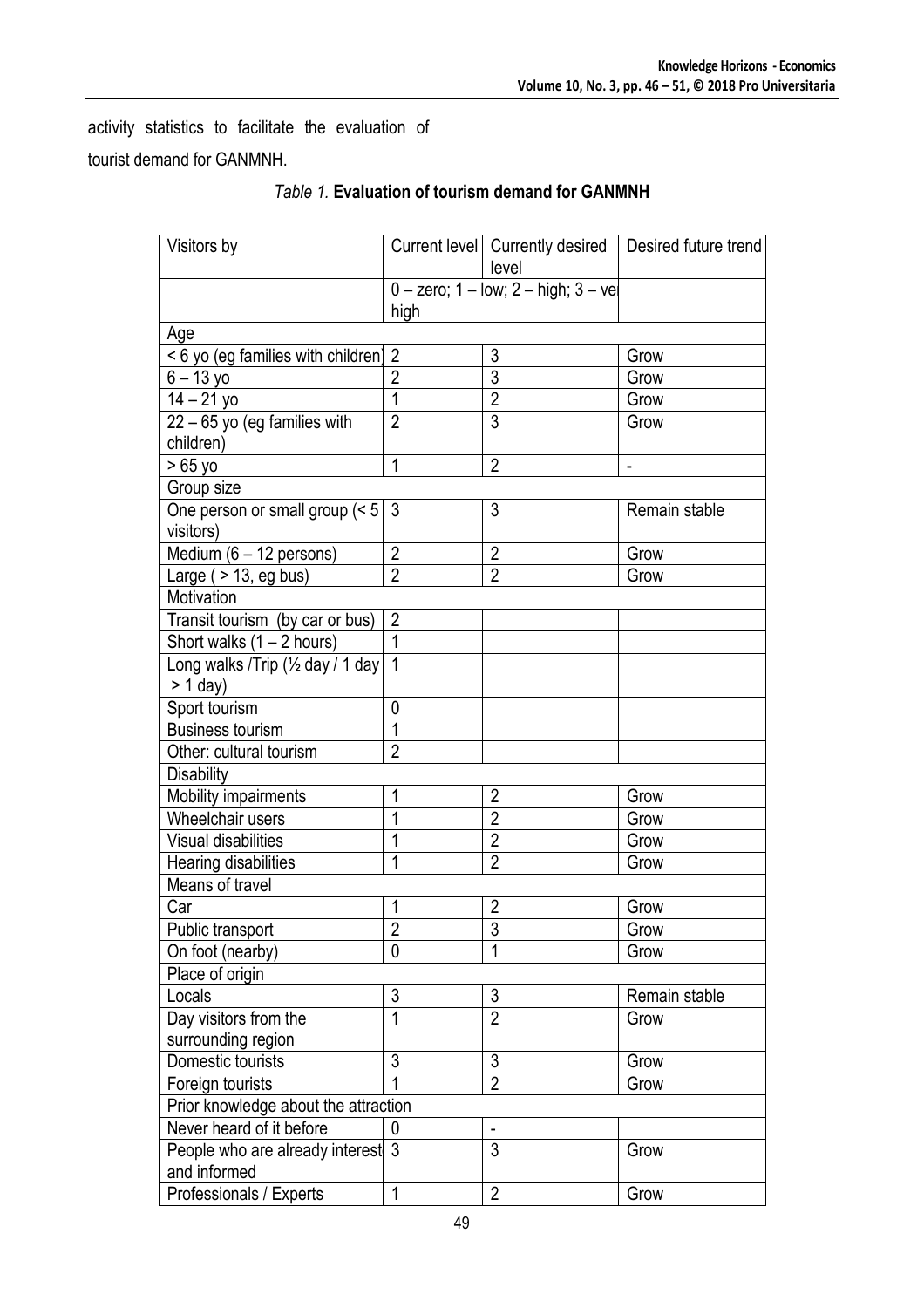activity statistics to facilitate the evaluation of tourist demand for GANMNH.

*Table 1.* **Evaluation of tourism demand for GANMNH**

| Visitors by | Current level | Currently desired level | Desired future trend |
|---|---|---|---|
| | 0 – zero; 1 – low; 2 – high; 3 – very high | | |
| Age | | | |
| < 6 yo (eg families with children) | 2 | 3 | Grow |
| 6 – 13 yo | 2 | 3 | Grow |
| 14 – 21 yo | 1 | 2 | Grow |
| 22 – 65 yo (eg families with children) | 2 | 3 | Grow |
| > 65 yo | 1 | 2 | - |
| Group size | | | |
| One person or small group (< 5 visitors) | 3 | 3 | Remain stable |
| Medium (6 – 12 persons) | 2 | 2 | Grow |
| Large ( > 13, eg bus) | 2 | 2 | Grow |
| Motivation | | | |
| Transit tourism (by car or bus) | 2 | | |
| Short walks (1 – 2 hours) | 1 | | |
| Long walks /Trip (½ day / 1 day > 1 day) | 1 | | |
| Sport tourism | 0 | | |
| Business tourism | 1 | | |
| Other: cultural tourism | 2 | | |
| Disability | | | |
| Mobility impairments | 1 | 2 | Grow |
| Wheelchair users | 1 | 2 | Grow |
| Visual disabilities | 1 | 2 | Grow |
| Hearing disabilities | 1 | 2 | Grow |
| Means of travel | | | |
| Car | 1 | 2 | Grow |
| Public transport | 2 | 3 | Grow |
| On foot (nearby) | 0 | 1 | Grow |
| Place of origin | | | |
| Locals | 3 | 3 | Remain stable |
| Day visitors from the surrounding region | 1 | 2 | Grow |
| Domestic tourists | 3 | 3 | Grow |
| Foreign tourists | 1 | 2 | Grow |
| Prior knowledge about the attraction | | | |
| Never heard of it before | 0 | - | |
| People who are already interest and informed | 3 | 3 | Grow |
| Professionals / Experts | 1 | 2 | Grow |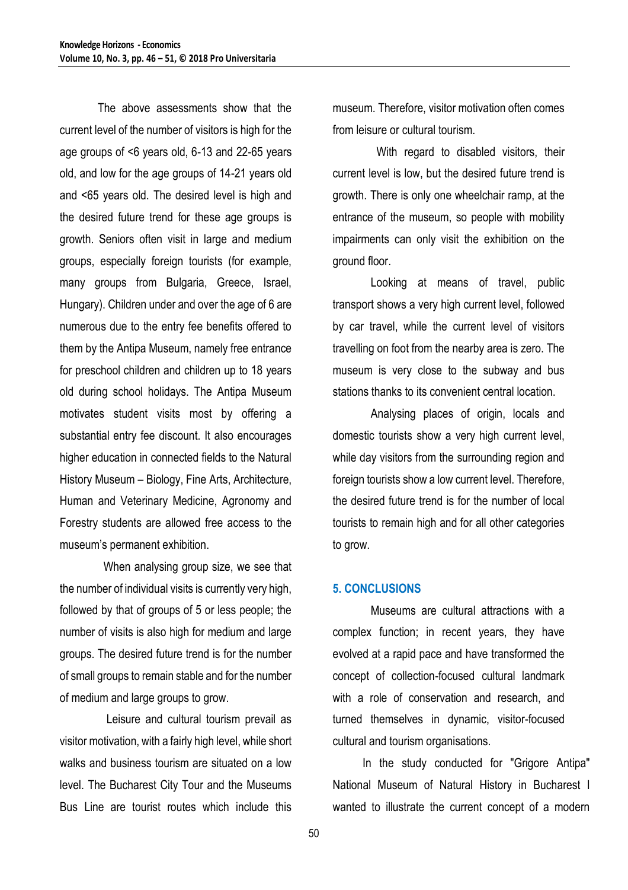The above assessments show that the current level of the number of visitors is high for the age groups of <6 years old, 6-13 and 22-65 years old, and low for the age groups of 14-21 years old and <65 years old. The desired level is high and the desired future trend for these age groups is growth. Seniors often visit in large and medium groups, especially foreign tourists (for example, many groups from Bulgaria, Greece, Israel, Hungary). Children under and over the age of 6 are numerous due to the entry fee benefits offered to them by the Antipa Museum, namely free entrance for preschool children and children up to 18 years old during school holidays. The Antipa Museum motivates student visits most by offering a substantial entry fee discount. It also encourages higher education in connected fields to the Natural History Museum – Biology, Fine Arts, Architecture, Human and Veterinary Medicine, Agronomy and Forestry students are allowed free access to the museum's permanent exhibition.

When analysing group size, we see that the number of individual visits is currently very high, followed by that of groups of 5 or less people; the number of visits is also high for medium and large groups. The desired future trend is for the number of small groups to remain stable and for the number of medium and large groups to grow.

Leisure and cultural tourism prevail as visitor motivation, with a fairly high level, while short walks and business tourism are situated on a low level. The Bucharest City Tour and the Museums Bus Line are tourist routes which include this museum. Therefore, visitor motivation often comes from leisure or cultural tourism.

With regard to disabled visitors, their current level is low, but the desired future trend is growth. There is only one wheelchair ramp, at the entrance of the museum, so people with mobility impairments can only visit the exhibition on the ground floor.

Looking at means of travel, public transport shows a very high current level, followed by car travel, while the current level of visitors travelling on foot from the nearby area is zero. The museum is very close to the subway and bus stations thanks to its convenient central location.

Analysing places of origin, locals and domestic tourists show a very high current level, while day visitors from the surrounding region and foreign tourists show a low current level. Therefore, the desired future trend is for the number of local tourists to remain high and for all other categories to grow.

## 5. CONCLUSIONS

Museums are cultural attractions with a complex function; in recent years, they have evolved at a rapid pace and have transformed the concept of collection-focused cultural landmark with a role of conservation and research, and turned themselves in dynamic, visitor-focused cultural and tourism organisations.

In the study conducted for "Grigore Antipa" National Museum of Natural History in Bucharest I wanted to illustrate the current concept of a modern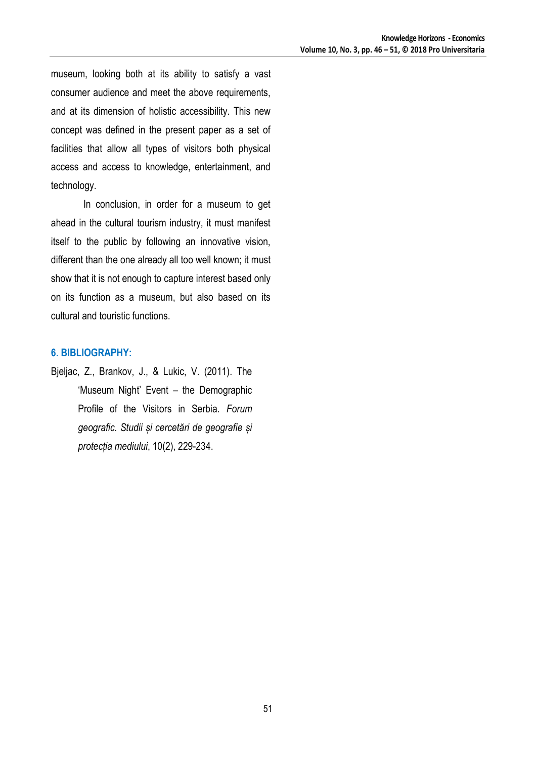museum, looking both at its ability to satisfy a vast consumer audience and meet the above requirements, and at its dimension of holistic accessibility. This new concept was defined in the present paper as a set of facilities that allow all types of visitors both physical access and access to knowledge, entertainment, and technology.

In conclusion, in order for a museum to get ahead in the cultural tourism industry, it must manifest itself to the public by following an innovative vision, different than the one already all too well known; it must show that it is not enough to capture interest based only on its function as a museum, but also based on its cultural and touristic functions.

## 6. BIBLIOGRAPHY:

Bjeljac, Z., Brankov, J., & Lukic, V. (2011). The 'Museum Night' Event – the Demographic Profile of the Visitors in Serbia. *Forum geografic. Studii și cercetări de geografie și protecția mediului*, 10(2), 229-234.